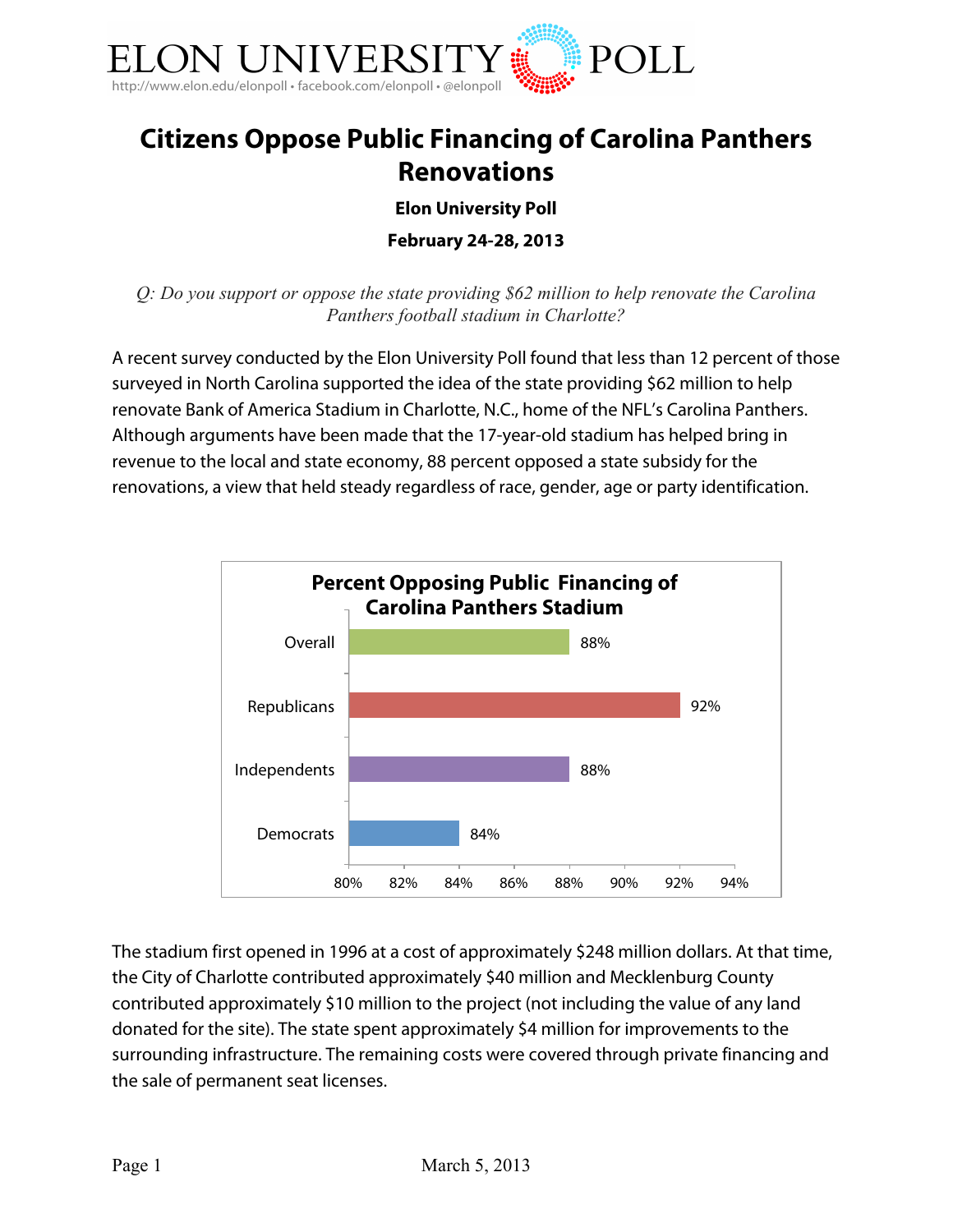ELON UNIVERSITY POLL

http://www.elon.edu/elonpoll • facebook.com/elonpoll • @elonpoll

# Citizens Oppose Public Financing of Carolina Panthers Renovations

**Elon University Poll**

**February 24-28, 2013**

*Q: Do you support or oppose the state providing $62 million to help renovate the Carolina Panthers football stadium in Charlotte?*

A recent survey conducted by the Elon University Poll found that less than 12 percent of those surveyed in North Carolina supported the idea of the state providing $62 million to help renovate Bank of America Stadium in Charlotte, N.C., home of the NFL's Carolina Panthers. Although arguments have been made that the 17-year-old stadium has helped bring in revenue to the local and state economy, 88 percent opposed a state subsidy for the renovations, a view that held steady regardless of race, gender, age or party identification.

**Percent Opposing Public Financing of Carolina Panthers Stadium**

| Group | Percent |
|---|---|
| Overall | 88% |
| Republicans | 92% |
| Independents | 88% |
| Democrats | 84% |

The stadium first opened in 1996 at a cost of approximately $248 million dollars. At that time, the City of Charlotte contributed approximately $40 million and Mecklenburg County contributed approximately $10 million to the project (not including the value of any land donated for the site). The state spent approximately $4 million for improvements to the surrounding infrastructure. The remaining costs were covered through private financing and the sale of permanent seat licenses.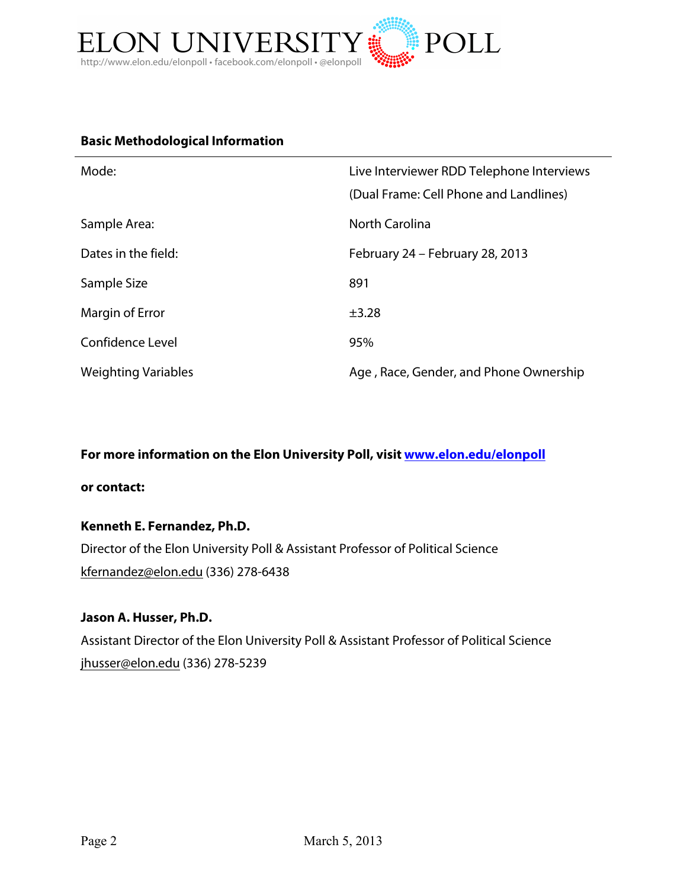ELON UNIVERSITY POLL

http://www.elon.edu/elonpoll • facebook.com/elonpoll • @elonpoll

**Basic Methodological Information**

| | |
|---|---|
| Mode: | Live Interviewer RDD Telephone Interviews (Dual Frame: Cell Phone and Landlines) |
| Sample Area: | North Carolina |
| Dates in the field: | February 24 – February 28, 2013 |
| Sample Size | 891 |
| Margin of Error | ±3.28 |
| Confidence Level | 95% |
| Weighting Variables | Age , Race, Gender, and Phone Ownership |

**For more information on the Elon University Poll, visit www.elon.edu/elonpoll**

**or contact:**

**Kenneth E. Fernandez, Ph.D.**
Director of the Elon University Poll & Assistant Professor of Political Science
kfernandez@elon.edu (336) 278-6438

**Jason A. Husser, Ph.D.**
Assistant Director of the Elon University Poll & Assistant Professor of Political Science
jhusser@elon.edu (336) 278-5239